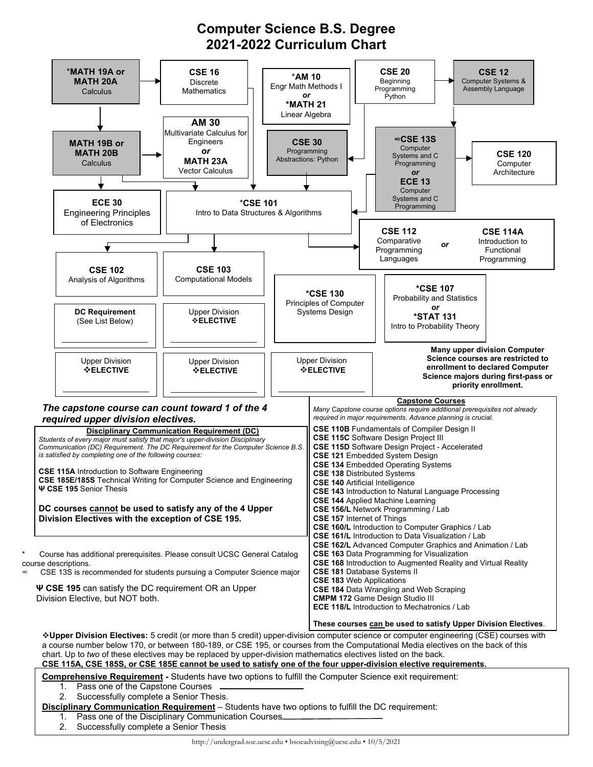# Computer Science B.S. Degree
# 2021-2022 Curriculum Chart

**\*MATH 19A or MATH 20A** Calculus

**CSE 16** Discrete Mathematics

**\*AM 10** Engr Math Methods I ***or*** **\*MATH 21** Linear Algebra

**CSE 20** Beginning Programming Python

**CSE 12** Computer Systems & Assembly Language

**MATH 19B or MATH 20B** Calculus

**AM 30** Multivariate Calculus for Engineers ***or*** **MATH 23A** Vector Calculus

**CSE 30** Programming Abstractions: Python

**∞CSE 13S** Computer Systems and C Programming ***or*** **ECE 13** Computer Systems and C Programming

**CSE 120** Computer Architecture

**ECE 30** Engineering Principles of Electronics

**\*CSE 101** Intro to Data Structures & Algorithms

**CSE 112** Comparative Programming Languages ***or*** **CSE 114A** Introduction to Functional Programming

**CSE 102** Analysis of Algorithms

**CSE 103** Computational Models

**\*CSE 130** Principles of Computer Systems Design

**\*CSE 107** Probability and Statistics ***or*** **\*STAT 131** Intro to Probability Theory

**DC Requirement** (See List Below) ____________

Upper Division **❖ELECTIVE** ____________

Upper Division **❖ELECTIVE** ____________

Upper Division **❖ELECTIVE** ____________

Upper Division **❖ELECTIVE** ____________

**Many upper division Computer Science courses are restricted to enrollment to declared Computer Science majors during first-pass or priority enrollment.**

***The capstone course can count toward 1 of the 4 required upper division electives.***

## Disciplinary Communication Requirement (DC)

*Students of every major must satisfy that major's upper-division Disciplinary Communication (DC) Requirement. The DC Requirement for the Computer Science B.S. is satisfied by completing one of the following courses:*

**CSE 115A** Introduction to Software Engineering
**CSE 185E/185S** Technical Writing for Computer Science and Engineering
**Ψ CSE 195** Senior Thesis

**DC courses cannot be used to satisfy any of the 4 Upper Division Electives with the exception of CSE 195.**

\* Course has additional prerequisites. Please consult UCSC General Catalog course descriptions.
∞ CSE 13S is recommended for students pursuing a Computer Science major

**Ψ CSE 195** can satisfy the DC requirement OR an Upper Division Elective, but NOT both.

## Capstone Courses

*Many Capstone course options require additional prerequisites not already required in major requirements. Advance planning is crucial.*

**CSE 110B** Fundamentals of Compiler Design II
**CSE 115C** Software Design Project III
**CSE 115D** Software Design Project - Accelerated
**CSE 121** Embedded System Design
**CSE 134** Embedded Operating Systems
**CSE 138** Distributed Systems
**CSE 140** Artificial Intelligence
**CSE 143** Introduction to Natural Language Processing
**CSE 144** Applied Machine Learning
**CSE 156/L** Network Programming / Lab
**CSE 157** Internet of Things
**CSE 160/L** Introduction to Computer Graphics / Lab
**CSE 161/L** Introduction to Data Visualization / Lab
**CSE 162/L** Advanced Computer Graphics and Animation / Lab
**CSE 163** Data Programming for Visualization
**CSE 168** Introduction to Augmented Reality and Virtual Reality
**CSE 181** Database Systems II
**CSE 183** Web Applications
**CSE 184** Data Wrangling and Web Scraping
**CMPM 172** Game Design Studio III
**ECE 118/L** Introduction to Mechatronics / Lab

**These courses can be used to satisfy Upper Division Electives**.

❖**Upper Division Electives:** 5 credit (or more than 5 credit) upper-division computer science or computer engineering (CSE) courses with a course number below 170, or between 180-189, or CSE 195, or courses from the Computational Media electives on the back of this chart. Up to *two* of these electives may be replaced by upper-division mathematics electives listed on the back.
**CSE 115A, CSE 185S, or CSE 185E cannot be used to satisfy one of the four upper-division elective requirements.**

**Comprehensive Requirement -** Students have two options to fulfill the Computer Science exit requirement:
1. Pass one of the Capstone Courses ____________
2. Successfully complete a Senior Thesis.

**Disciplinary Communication Requirement** – Students have two options to fulfill the DC requirement:
1. Pass one of the Disciplinary Communication Courses____________
2. Successfully complete a Senior Thesis

http://undergrad.soe.ucsc.edu • bsoeadvising@ucsc.edu • 10/5/2021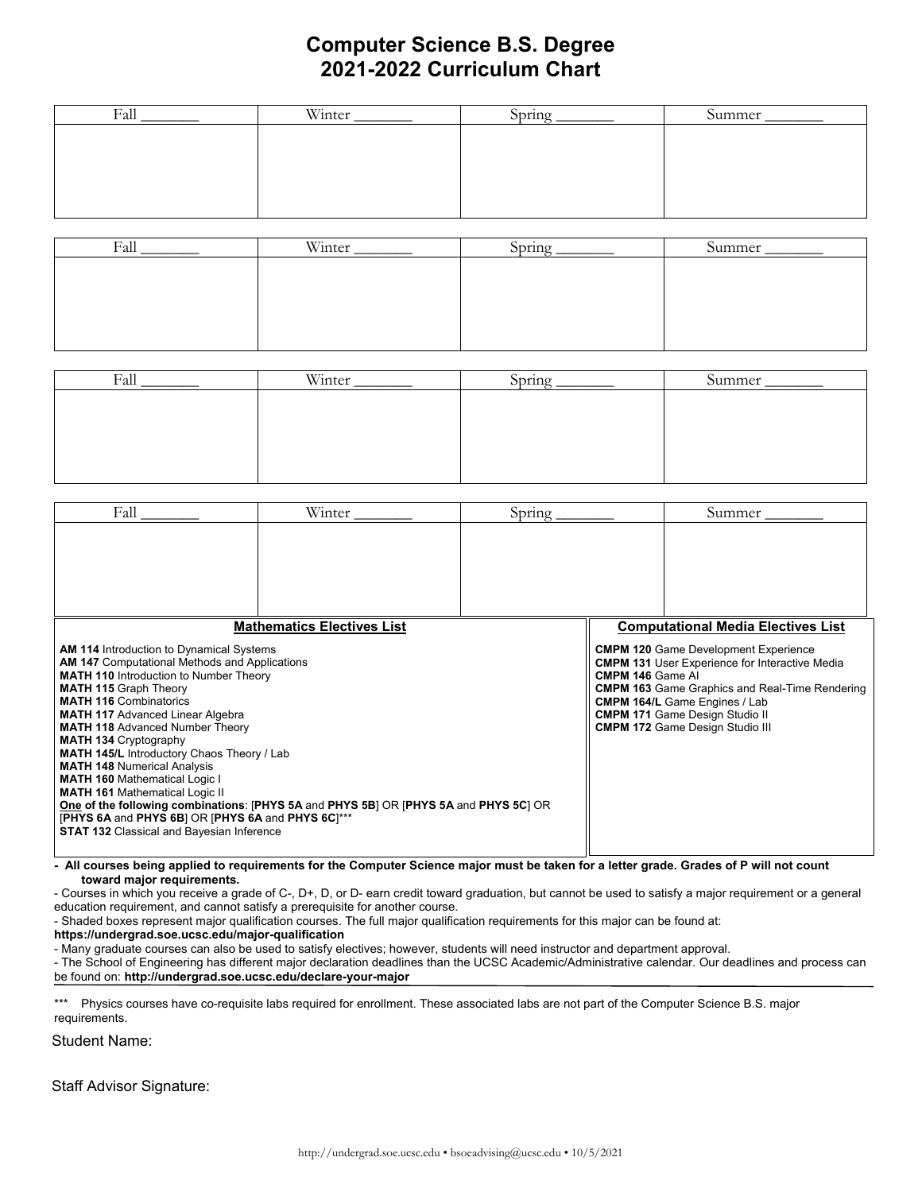# Computer Science B.S. Degree
# 2021-2022 Curriculum Chart

| Fall _______ | Winter _______ | Spring _______ | Summer _______ |
|---|---|---|---|
| | | | |

| Fall _______ | Winter _______ | Spring _______ | Summer _______ |
|---|---|---|---|
| | | | |

| Fall _______ | Winter _______ | Spring _______ | Summer _______ |
|---|---|---|---|
| | | | |

| Fall _______ | Winter _______ | Spring _______ | Summer _______ |
|---|---|---|---|
| | | | |

### Mathematics Electives List

**AM 114** Introduction to Dynamical Systems
**AM 147** Computational Methods and Applications
**MATH 110** Introduction to Number Theory
**MATH 115** Graph Theory
**MATH 116** Combinatorics
**MATH 117** Advanced Linear Algebra
**MATH 118** Advanced Number Theory
**MATH 134** Cryptography
**MATH 145/L** Introductory Chaos Theory / Lab
**MATH 148** Numerical Analysis
**MATH 160** Mathematical Logic I
**MATH 161** Mathematical Logic II
**One of the following combinations**: [**PHYS 5A** and **PHYS 5B**] OR [**PHYS 5A** and **PHYS 5C**] OR [**PHYS 6A** and **PHYS 6B**] OR [**PHYS 6A** and **PHYS 6C**]***
**STAT 132** Classical and Bayesian Inference

### Computational Media Electives List

**CMPM 120** Game Development Experience
**CMPM 131** User Experience for Interactive Media
**CMPM 146** Game AI
**CMPM 163** Game Graphics and Real-Time Rendering
**CMPM 164/L** Game Engines / Lab
**CMPM 171** Game Design Studio II
**CMPM 172** Game Design Studio III

- **All courses being applied to requirements for the Computer Science major must be taken for a letter grade. Grades of P will not count toward major requirements.**
- Courses in which you receive a grade of C-, D+, D, or D- earn credit toward graduation, but cannot be used to satisfy a major requirement or a general education requirement, and cannot satisfy a prerequisite for another course.
- Shaded boxes represent major qualification courses. The full major qualification requirements for this major can be found at: **https://undergrad.soe.ucsc.edu/major-qualification**
- Many graduate courses can also be used to satisfy electives; however, students will need instructor and department approval.
- The School of Engineering has different major declaration deadlines than the UCSC Academic/Administrative calendar. Our deadlines and process can be found on: **http://undergrad.soe.ucsc.edu/declare-your-major**

*** Physics courses have co-requisite labs required for enrollment. These associated labs are not part of the Computer Science B.S. major requirements.

Student Name:

Staff Advisor Signature:

http://undergrad.soe.ucsc.edu • bsoeadvising@ucsc.edu • 10/5/2021